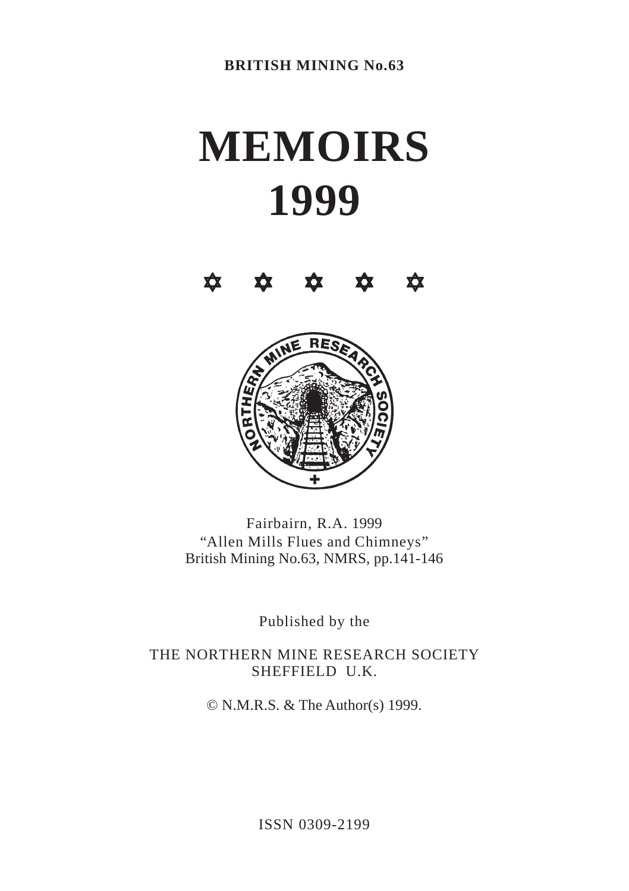**BRITISH MINING No.63**

# MEMOIRS
# 1999

✡ ✡ ✡ ✡ ✡

NORTHERN MINE RESEARCH SOCIETY

Fairbairn, R.A. 1999
"Allen Mills Flues and Chimneys"
British Mining No.63, NMRS, pp.141-146

Published by the

THE NORTHERN MINE RESEARCH SOCIETY
SHEFFIELD U.K.

© N.M.R.S. & The Author(s) 1999.

ISSN 0309-2199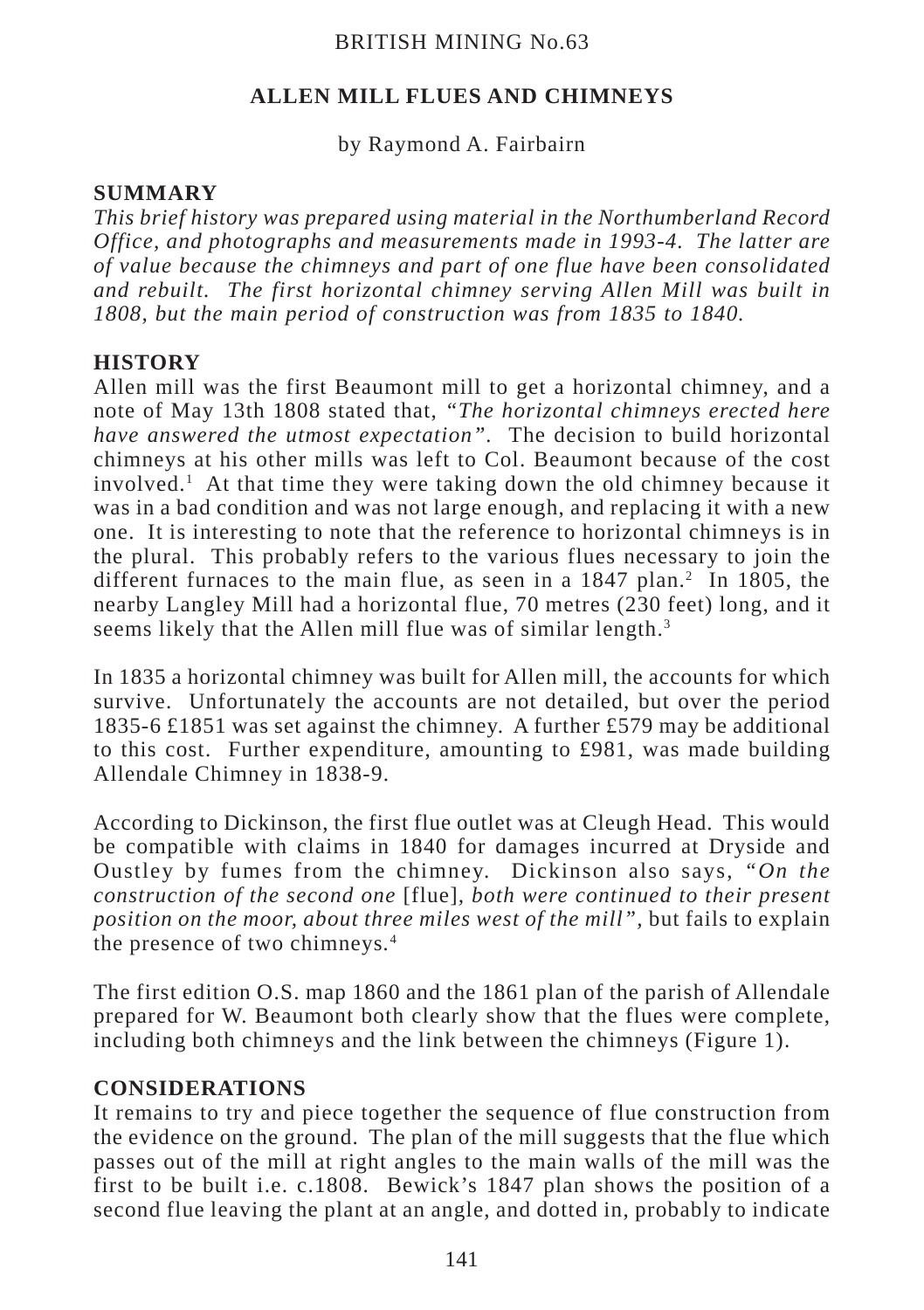BRITISH MINING No.63

## ALLEN MILL FLUES AND CHIMNEYS

by Raymond A. Fairbairn

### SUMMARY

*This brief history was prepared using material in the Northumberland Record Office, and photographs and measurements made in 1993-4. The latter are of value because the chimneys and part of one flue have been consolidated and rebuilt. The first horizontal chimney serving Allen Mill was built in 1808, but the main period of construction was from 1835 to 1840.*

### HISTORY

Allen mill was the first Beaumont mill to get a horizontal chimney, and a note of May 13th 1808 stated that, "*The horizontal chimneys erected here have answered the utmost expectation*". The decision to build horizontal chimneys at his other mills was left to Col. Beaumont because of the cost involved.[1] At that time they were taking down the old chimney because it was in a bad condition and was not large enough, and replacing it with a new one. It is interesting to note that the reference to horizontal chimneys is in the plural. This probably refers to the various flues necessary to join the different furnaces to the main flue, as seen in a 1847 plan.[2] In 1805, the nearby Langley Mill had a horizontal flue, 70 metres (230 feet) long, and it seems likely that the Allen mill flue was of similar length.[3]

In 1835 a horizontal chimney was built for Allen mill, the accounts for which survive. Unfortunately the accounts are not detailed, but over the period 1835-6 £1851 was set against the chimney. A further £579 may be additional to this cost. Further expenditure, amounting to £981, was made building Allendale Chimney in 1838-9.

According to Dickinson, the first flue outlet was at Cleugh Head. This would be compatible with claims in 1840 for damages incurred at Dryside and Oustley by fumes from the chimney. Dickinson also says, "*On the construction of the second one* [flue]*, both were continued to their present position on the moor, about three miles west of the mill*", but fails to explain the presence of two chimneys.[4]

The first edition O.S. map 1860 and the 1861 plan of the parish of Allendale prepared for W. Beaumont both clearly show that the flues were complete, including both chimneys and the link between the chimneys (Figure 1).

### CONSIDERATIONS

It remains to try and piece together the sequence of flue construction from the evidence on the ground. The plan of the mill suggests that the flue which passes out of the mill at right angles to the main walls of the mill was the first to be built i.e. c.1808. Bewick's 1847 plan shows the position of a second flue leaving the plant at an angle, and dotted in, probably to indicate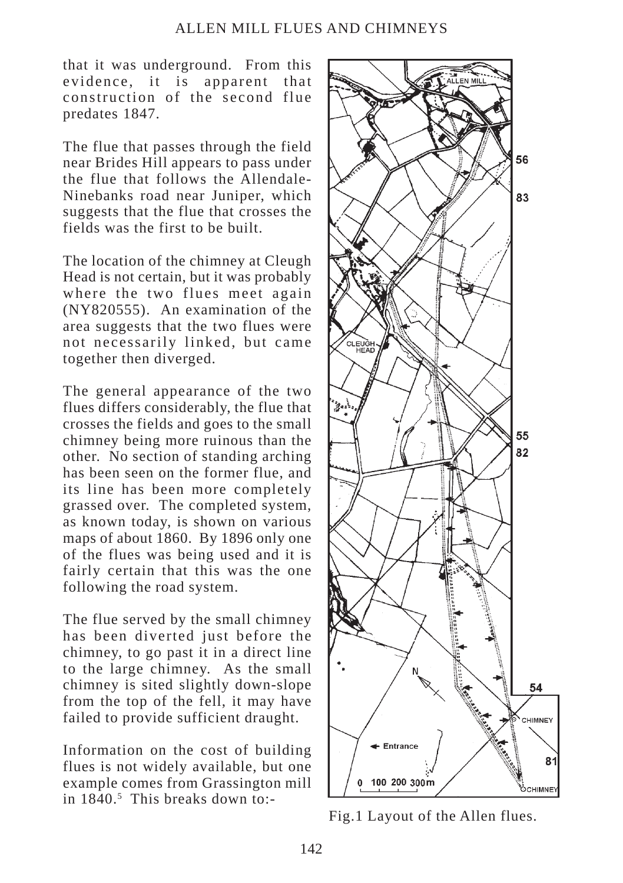that it was underground. From this evidence, it is apparent that construction of the second flue predates 1847.

The flue that passes through the field near Brides Hill appears to pass under the flue that follows the Allendale-Ninebanks road near Juniper, which suggests that the flue that crosses the fields was the first to be built.

The location of the chimney at Cleugh Head is not certain, but it was probably where the two flues meet again (NY820555). An examination of the area suggests that the two flues were not necessarily linked, but came together then diverged.

The general appearance of the two flues differs considerably, the flue that crosses the fields and goes to the small chimney being more ruinous than the other. No section of standing arching has been seen on the former flue, and its line has been more completely grassed over. The completed system, as known today, is shown on various maps of about 1860. By 1896 only one of the flues was being used and it is fairly certain that this was the one following the road system.

The flue served by the small chimney has been diverted just before the chimney, to go past it in a direct line to the large chimney. As the small chimney is sited slightly down-slope from the top of the fell, it may have failed to provide sufficient draught.

Information on the cost of building flues is not widely available, but one example comes from Grassington mill in 1840.[5] This breaks down to:-

Fig.1 Layout of the Allen flues.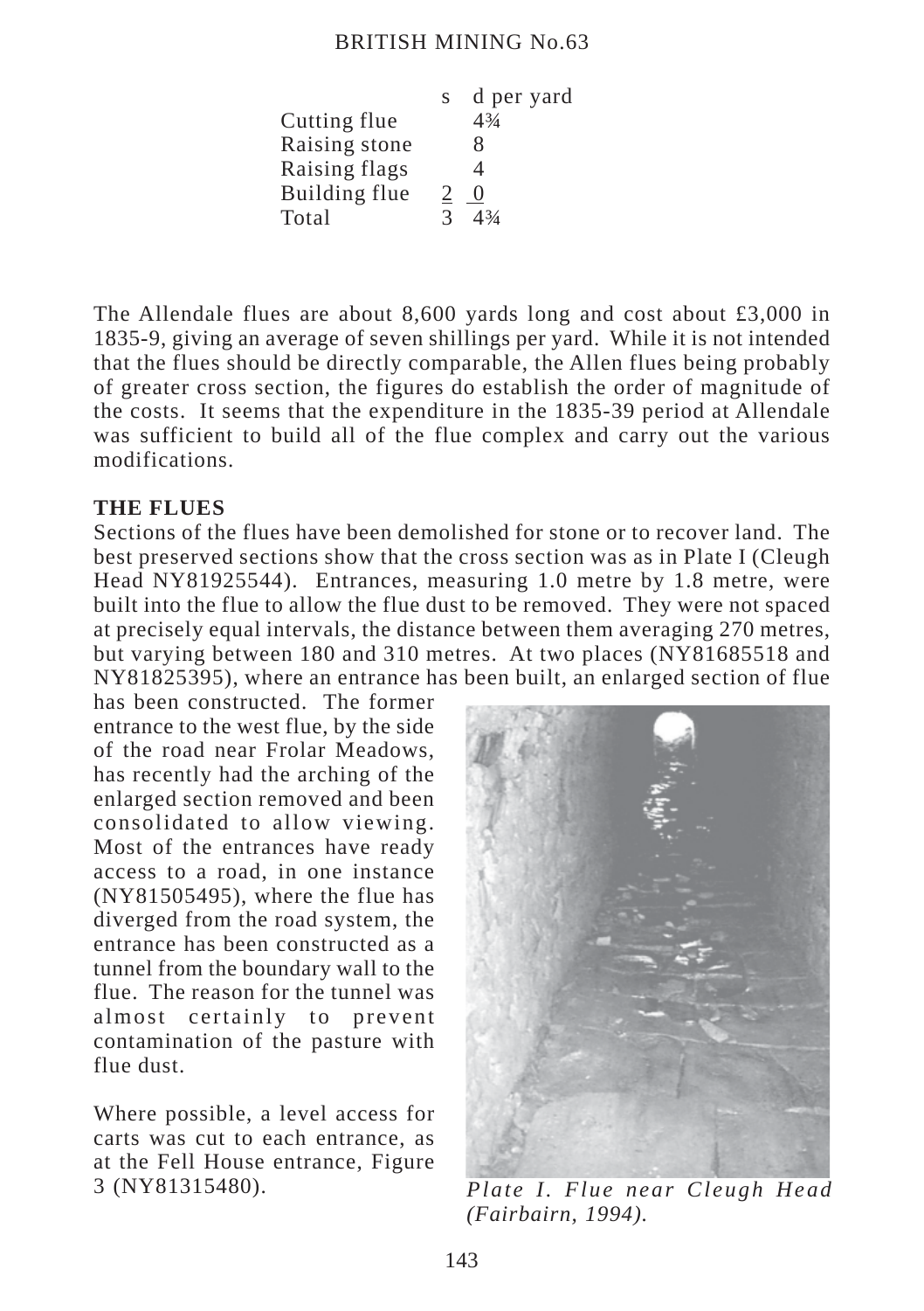|  | s | d per yard |
|---|---|---|
| Cutting flue |  | 4¾ |
| Raising stone |  | 8 |
| Raising flags |  | 4 |
| Building flue | 2 | 0 |
| Total | 3 | 4¾ |

The Allendale flues are about 8,600 yards long and cost about £3,000 in 1835-9, giving an average of seven shillings per yard. While it is not intended that the flues should be directly comparable, the Allen flues being probably of greater cross section, the figures do establish the order of magnitude of the costs. It seems that the expenditure in the 1835-39 period at Allendale was sufficient to build all of the flue complex and carry out the various modifications.

**THE FLUES**

Sections of the flues have been demolished for stone or to recover land. The best preserved sections show that the cross section was as in Plate I (Cleugh Head NY81925544). Entrances, measuring 1.0 metre by 1.8 metre, were built into the flue to allow the flue dust to be removed. They were not spaced at precisely equal intervals, the distance between them averaging 270 metres, but varying between 180 and 310 metres. At two places (NY81685518 and NY81825395), where an entrance has been built, an enlarged section of flue has been constructed. The former entrance to the west flue, by the side of the road near Frolar Meadows, has recently had the arching of the enlarged section removed and been consolidated to allow viewing. Most of the entrances have ready access to a road, in one instance (NY81505495), where the flue has diverged from the road system, the entrance has been constructed as a tunnel from the boundary wall to the flue. The reason for the tunnel was almost certainly to prevent contamination of the pasture with flue dust.

Where possible, a level access for carts was cut to each entrance, as at the Fell House entrance, Figure 3 (NY81315480).

*Plate I. Flue near Cleugh Head (Fairbairn, 1994).*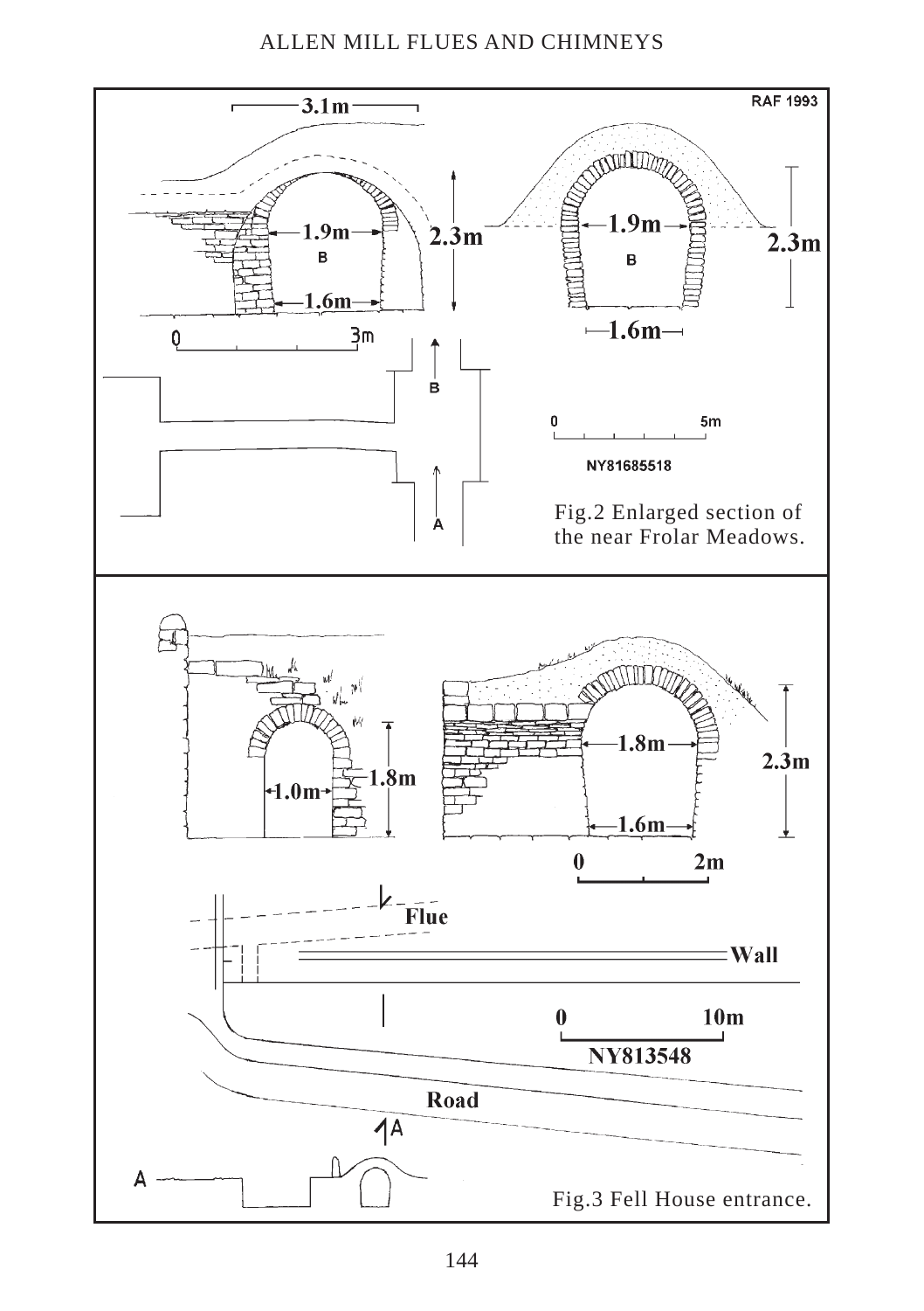Fig.2 Enlarged section of the near Frolar Meadows.

Fig.3 Fell House entrance.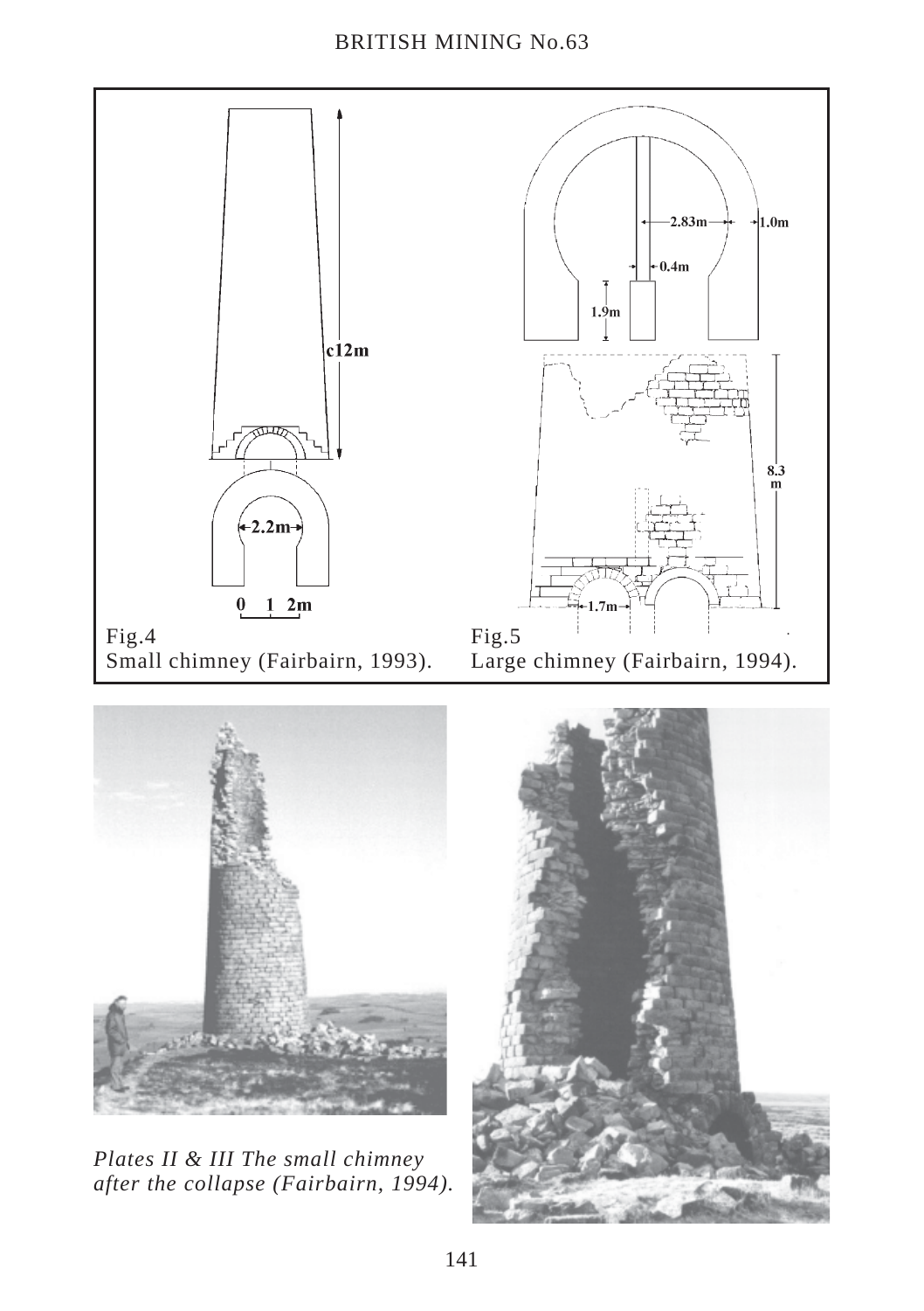Fig.4
Small chimney (Fairbairn, 1993).

Fig.5
Large chimney (Fairbairn, 1994).

*Plates II & III The small chimney after the collapse (Fairbairn, 1994).*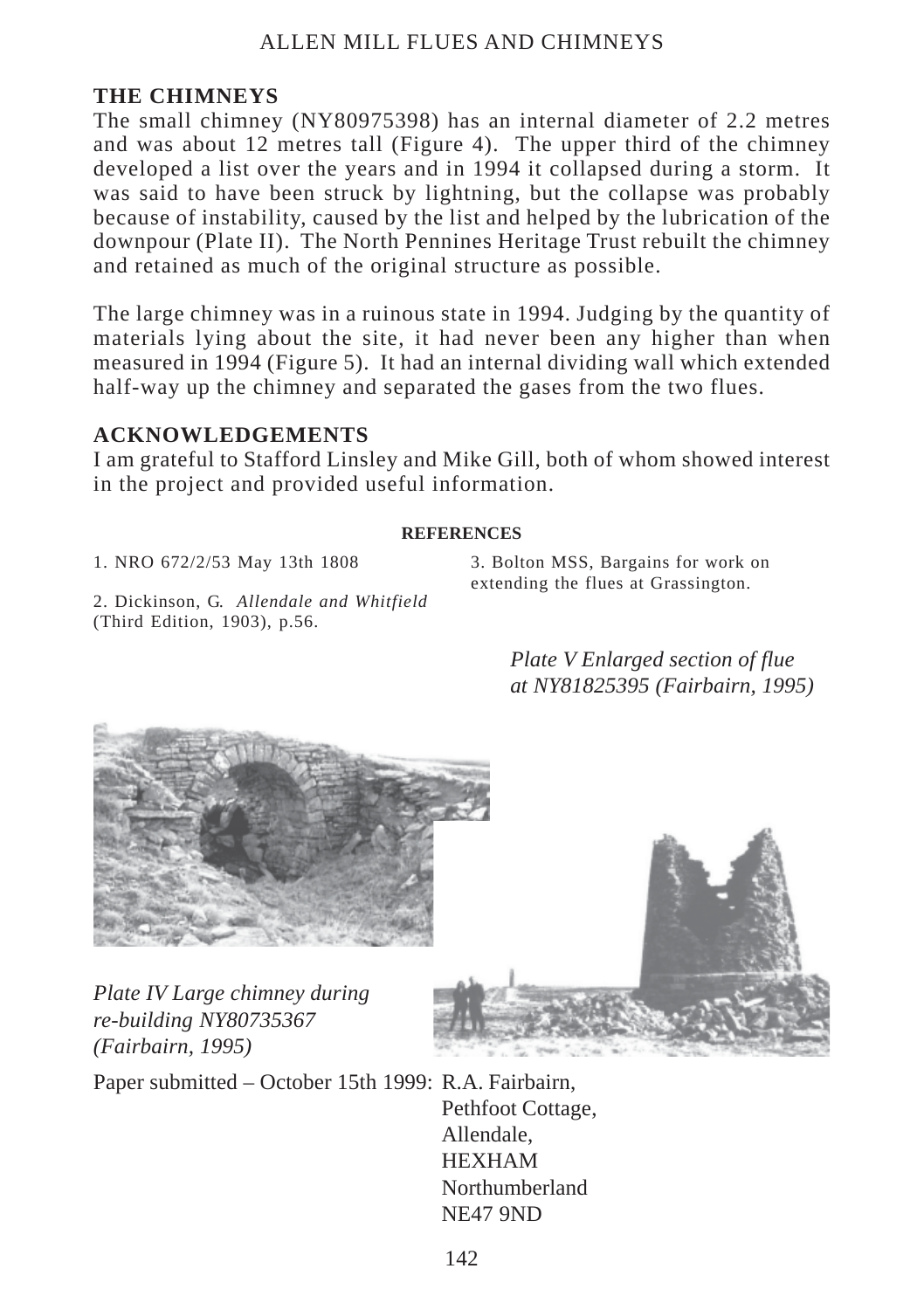## THE CHIMNEYS

The small chimney (NY80975398) has an internal diameter of 2.2 metres and was about 12 metres tall (Figure 4). The upper third of the chimney developed a list over the years and in 1994 it collapsed during a storm. It was said to have been struck by lightning, but the collapse was probably because of instability, caused by the list and helped by the lubrication of the downpour (Plate II). The North Pennines Heritage Trust rebuilt the chimney and retained as much of the original structure as possible.

The large chimney was in a ruinous state in 1994. Judging by the quantity of materials lying about the site, it had never been any higher than when measured in 1994 (Figure 5). It had an internal dividing wall which extended half-way up the chimney and separated the gases from the two flues.

## ACKNOWLEDGEMENTS

I am grateful to Stafford Linsley and Mike Gill, both of whom showed interest in the project and provided useful information.

### REFERENCES

1. NRO 672/2/53 May 13th 1808
2. Dickinson, G. *Allendale and Whitfield* (Third Edition, 1903), p.56.
3. Bolton MSS, Bargains for work on extending the flues at Grassington.

*Plate V Enlarged section of flue at NY81825395 (Fairbairn, 1995)*

*Plate IV Large chimney during re-building NY80735367 (Fairbairn, 1995)*

Paper submitted – October 15th 1999: R.A. Fairbairn,
Pethfoot Cottage,
Allendale,
HEXHAM
Northumberland
NE47 9ND